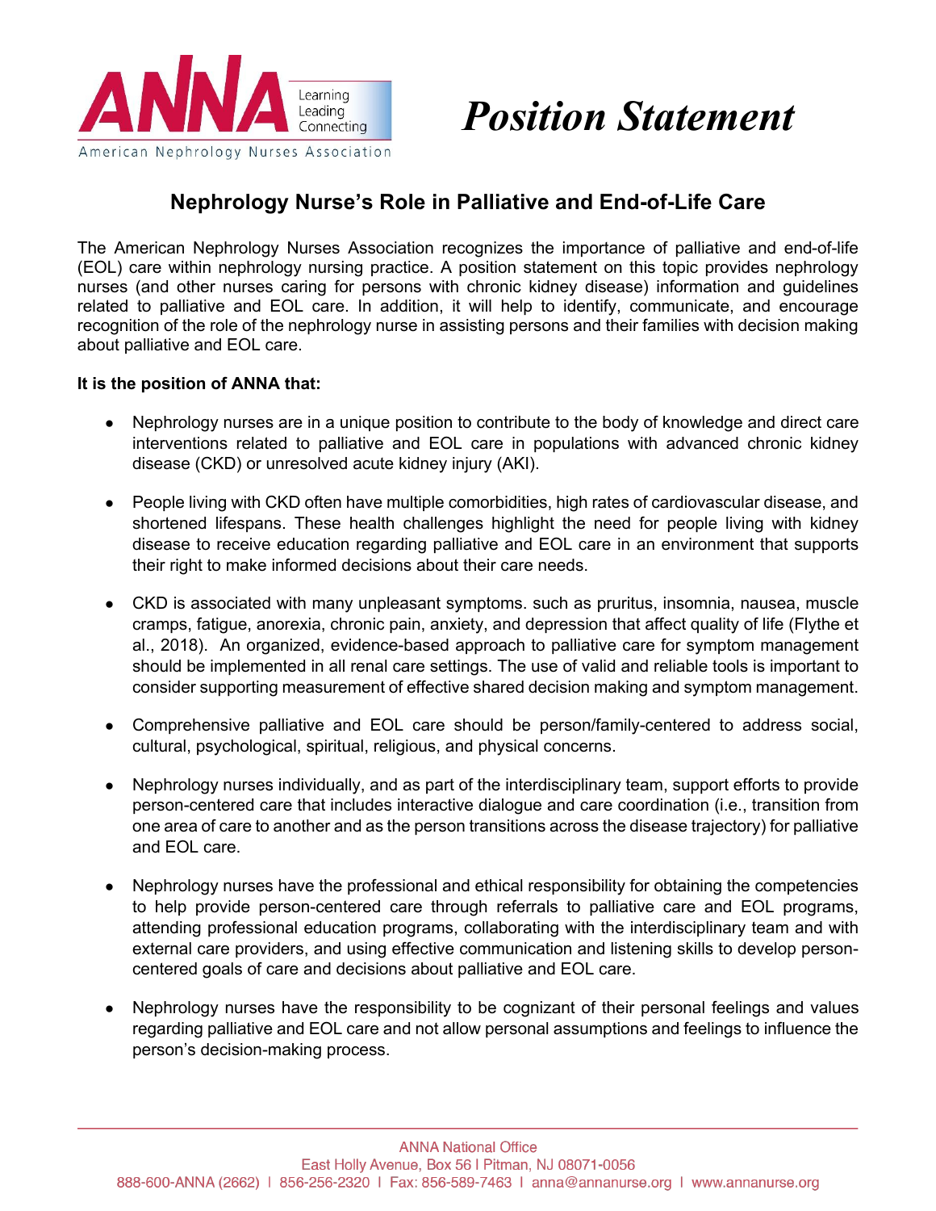# Position Statement

## Nephrology Nurse's Role in Palliative and End-of-Life Care

The American Nephrology Nurses Association recognizes the importance of palliative and end-of-life (EOL) care within nephrology nursing practice. A position statement on this topic provides nephrology nurses (and other nurses caring for persons with chronic kidney disease) information and guidelines related to palliative and EOL care. In addition, it will help to identify, communicate, and encourage recognition of the role of the nephrology nurse in assisting persons and their families with decision making about palliative and EOL care.

**It is the position of ANNA that:**

- Nephrology nurses are in a unique position to contribute to the body of knowledge and direct care interventions related to palliative and EOL care in populations with advanced chronic kidney disease (CKD) or unresolved acute kidney injury (AKI).

- People living with CKD often have multiple comorbidities, high rates of cardiovascular disease, and shortened lifespans. These health challenges highlight the need for people living with kidney disease to receive education regarding palliative and EOL care in an environment that supports their right to make informed decisions about their care needs.

- CKD is associated with many unpleasant symptoms. such as pruritus, insomnia, nausea, muscle cramps, fatigue, anorexia, chronic pain, anxiety, and depression that affect quality of life (Flythe et al., 2018). An organized, evidence-based approach to palliative care for symptom management should be implemented in all renal care settings. The use of valid and reliable tools is important to consider supporting measurement of effective shared decision making and symptom management.

- Comprehensive palliative and EOL care should be person/family-centered to address social, cultural, psychological, spiritual, religious, and physical concerns.

- Nephrology nurses individually, and as part of the interdisciplinary team, support efforts to provide person-centered care that includes interactive dialogue and care coordination (i.e., transition from one area of care to another and as the person transitions across the disease trajectory) for palliative and EOL care.

- Nephrology nurses have the professional and ethical responsibility for obtaining the competencies to help provide person-centered care through referrals to palliative care and EOL programs, attending professional education programs, collaborating with the interdisciplinary team and with external care providers, and using effective communication and listening skills to develop person-centered goals of care and decisions about palliative and EOL care.

- Nephrology nurses have the responsibility to be cognizant of their personal feelings and values regarding palliative and EOL care and not allow personal assumptions and feelings to influence the person's decision-making process.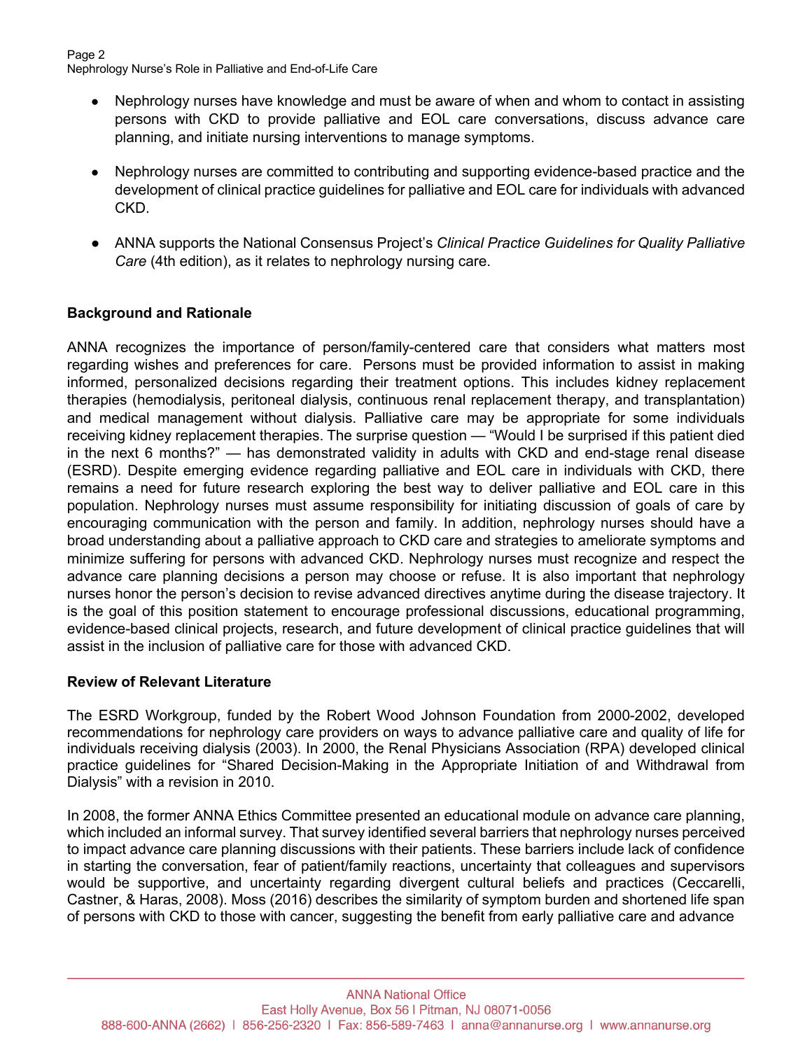- Nephrology nurses have knowledge and must be aware of when and whom to contact in assisting persons with CKD to provide palliative and EOL care conversations, discuss advance care planning, and initiate nursing interventions to manage symptoms.

- Nephrology nurses are committed to contributing and supporting evidence-based practice and the development of clinical practice guidelines for palliative and EOL care for individuals with advanced CKD.

- ANNA supports the National Consensus Project's *Clinical Practice Guidelines for Quality Palliative Care* (4th edition), as it relates to nephrology nursing care.

**Background and Rationale**

ANNA recognizes the importance of person/family-centered care that considers what matters most regarding wishes and preferences for care. Persons must be provided information to assist in making informed, personalized decisions regarding their treatment options. This includes kidney replacement therapies (hemodialysis, peritoneal dialysis, continuous renal replacement therapy, and transplantation) and medical management without dialysis. Palliative care may be appropriate for some individuals receiving kidney replacement therapies. The surprise question — "Would I be surprised if this patient died in the next 6 months?" — has demonstrated validity in adults with CKD and end-stage renal disease (ESRD). Despite emerging evidence regarding palliative and EOL care in individuals with CKD, there remains a need for future research exploring the best way to deliver palliative and EOL care in this population. Nephrology nurses must assume responsibility for initiating discussion of goals of care by encouraging communication with the person and family. In addition, nephrology nurses should have a broad understanding about a palliative approach to CKD care and strategies to ameliorate symptoms and minimize suffering for persons with advanced CKD. Nephrology nurses must recognize and respect the advance care planning decisions a person may choose or refuse. It is also important that nephrology nurses honor the person's decision to revise advanced directives anytime during the disease trajectory. It is the goal of this position statement to encourage professional discussions, educational programming, evidence-based clinical projects, research, and future development of clinical practice guidelines that will assist in the inclusion of palliative care for those with advanced CKD.

**Review of Relevant Literature**

The ESRD Workgroup, funded by the Robert Wood Johnson Foundation from 2000-2002, developed recommendations for nephrology care providers on ways to advance palliative care and quality of life for individuals receiving dialysis (2003). In 2000, the Renal Physicians Association (RPA) developed clinical practice guidelines for "Shared Decision-Making in the Appropriate Initiation of and Withdrawal from Dialysis" with a revision in 2010.

In 2008, the former ANNA Ethics Committee presented an educational module on advance care planning, which included an informal survey. That survey identified several barriers that nephrology nurses perceived to impact advance care planning discussions with their patients. These barriers include lack of confidence in starting the conversation, fear of patient/family reactions, uncertainty that colleagues and supervisors would be supportive, and uncertainty regarding divergent cultural beliefs and practices (Ceccarelli, Castner, & Haras, 2008). Moss (2016) describes the similarity of symptom burden and shortened life span of persons with CKD to those with cancer, suggesting the benefit from early palliative care and advance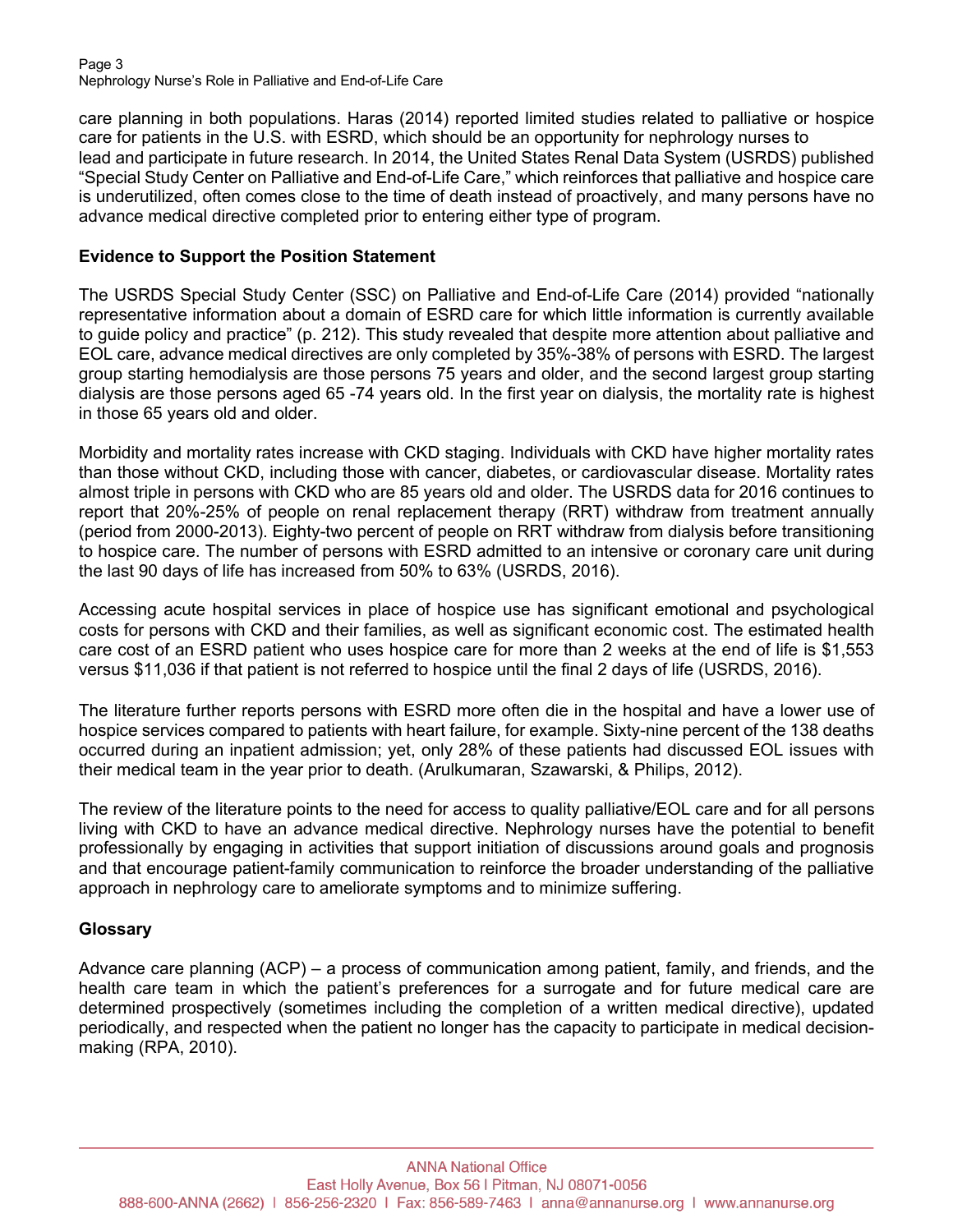care planning in both populations. Haras (2014) reported limited studies related to palliative or hospice care for patients in the U.S. with ESRD, which should be an opportunity for nephrology nurses to lead and participate in future research. In 2014, the United States Renal Data System (USRDS) published "Special Study Center on Palliative and End-of-Life Care," which reinforces that palliative and hospice care is underutilized, often comes close to the time of death instead of proactively, and many persons have no advance medical directive completed prior to entering either type of program.

**Evidence to Support the Position Statement**

The USRDS Special Study Center (SSC) on Palliative and End-of-Life Care (2014) provided "nationally representative information about a domain of ESRD care for which little information is currently available to guide policy and practice" (p. 212). This study revealed that despite more attention about palliative and EOL care, advance medical directives are only completed by 35%-38% of persons with ESRD. The largest group starting hemodialysis are those persons 75 years and older, and the second largest group starting dialysis are those persons aged 65 -74 years old. In the first year on dialysis, the mortality rate is highest in those 65 years old and older.

Morbidity and mortality rates increase with CKD staging. Individuals with CKD have higher mortality rates than those without CKD, including those with cancer, diabetes, or cardiovascular disease. Mortality rates almost triple in persons with CKD who are 85 years old and older. The USRDS data for 2016 continues to report that 20%-25% of people on renal replacement therapy (RRT) withdraw from treatment annually (period from 2000-2013). Eighty-two percent of people on RRT withdraw from dialysis before transitioning to hospice care. The number of persons with ESRD admitted to an intensive or coronary care unit during the last 90 days of life has increased from 50% to 63% (USRDS, 2016).

Accessing acute hospital services in place of hospice use has significant emotional and psychological costs for persons with CKD and their families, as well as significant economic cost. The estimated health care cost of an ESRD patient who uses hospice care for more than 2 weeks at the end of life is $1,553 versus $11,036 if that patient is not referred to hospice until the final 2 days of life (USRDS, 2016).

The literature further reports persons with ESRD more often die in the hospital and have a lower use of hospice services compared to patients with heart failure, for example. Sixty-nine percent of the 138 deaths occurred during an inpatient admission; yet, only 28% of these patients had discussed EOL issues with their medical team in the year prior to death. (Arulkumaran, Szawarski, & Philips, 2012).

The review of the literature points to the need for access to quality palliative/EOL care and for all persons living with CKD to have an advance medical directive. Nephrology nurses have the potential to benefit professionally by engaging in activities that support initiation of discussions around goals and prognosis and that encourage patient-family communication to reinforce the broader understanding of the palliative approach in nephrology care to ameliorate symptoms and to minimize suffering.

**Glossary**

Advance care planning (ACP) – a process of communication among patient, family, and friends, and the health care team in which the patient's preferences for a surrogate and for future medical care are determined prospectively (sometimes including the completion of a written medical directive), updated periodically, and respected when the patient no longer has the capacity to participate in medical decision-making (RPA, 2010).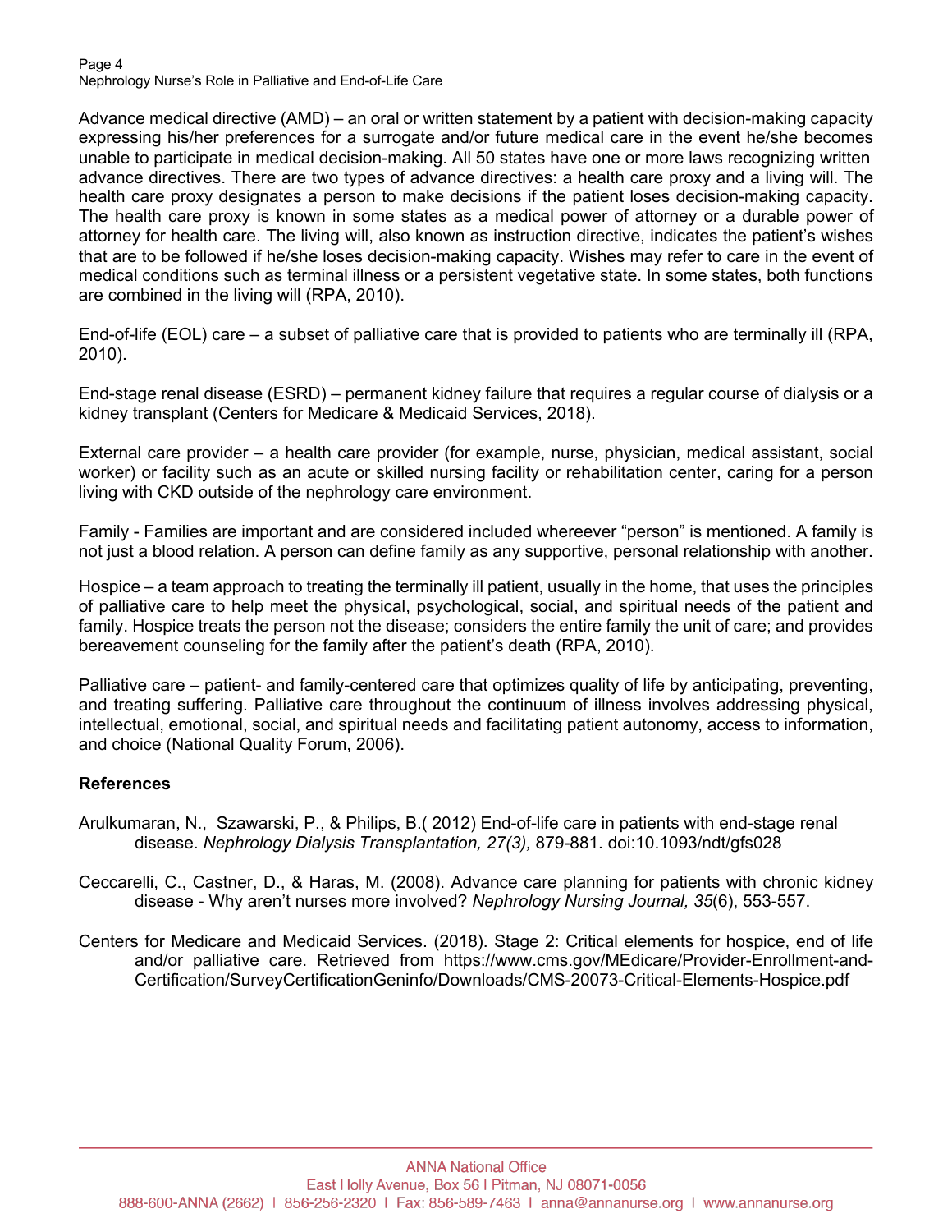Advance medical directive (AMD) – an oral or written statement by a patient with decision-making capacity expressing his/her preferences for a surrogate and/or future medical care in the event he/she becomes unable to participate in medical decision-making. All 50 states have one or more laws recognizing written advance directives. There are two types of advance directives: a health care proxy and a living will. The health care proxy designates a person to make decisions if the patient loses decision-making capacity. The health care proxy is known in some states as a medical power of attorney or a durable power of attorney for health care. The living will, also known as instruction directive, indicates the patient's wishes that are to be followed if he/she loses decision-making capacity. Wishes may refer to care in the event of medical conditions such as terminal illness or a persistent vegetative state. In some states, both functions are combined in the living will (RPA, 2010).

End-of-life (EOL) care – a subset of palliative care that is provided to patients who are terminally ill (RPA, 2010).

End-stage renal disease (ESRD) – permanent kidney failure that requires a regular course of dialysis or a kidney transplant (Centers for Medicare & Medicaid Services, 2018).

External care provider – a health care provider (for example, nurse, physician, medical assistant, social worker) or facility such as an acute or skilled nursing facility or rehabilitation center, caring for a person living with CKD outside of the nephrology care environment.

Family - Families are important and are considered included whereever "person" is mentioned. A family is not just a blood relation. A person can define family as any supportive, personal relationship with another.

Hospice – a team approach to treating the terminally ill patient, usually in the home, that uses the principles of palliative care to help meet the physical, psychological, social, and spiritual needs of the patient and family. Hospice treats the person not the disease; considers the entire family the unit of care; and provides bereavement counseling for the family after the patient's death (RPA, 2010).

Palliative care – patient- and family-centered care that optimizes quality of life by anticipating, preventing, and treating suffering. Palliative care throughout the continuum of illness involves addressing physical, intellectual, emotional, social, and spiritual needs and facilitating patient autonomy, access to information, and choice (National Quality Forum, 2006).

**References**

Arulkumaran, N., Szawarski, P., & Philips, B.( 2012) End-of-life care in patients with end-stage renal disease. *Nephrology Dialysis Transplantation, 27(3),* 879-881. doi:10.1093/ndt/gfs028

Ceccarelli, C., Castner, D., & Haras, M. (2008). Advance care planning for patients with chronic kidney disease - Why aren't nurses more involved? *Nephrology Nursing Journal, 35*(6), 553-557.

Centers for Medicare and Medicaid Services. (2018). Stage 2: Critical elements for hospice, end of life and/or palliative care. Retrieved from https://www.cms.gov/MEdicare/Provider-Enrollment-and-Certification/SurveyCertificationGeninfo/Downloads/CMS-20073-Critical-Elements-Hospice.pdf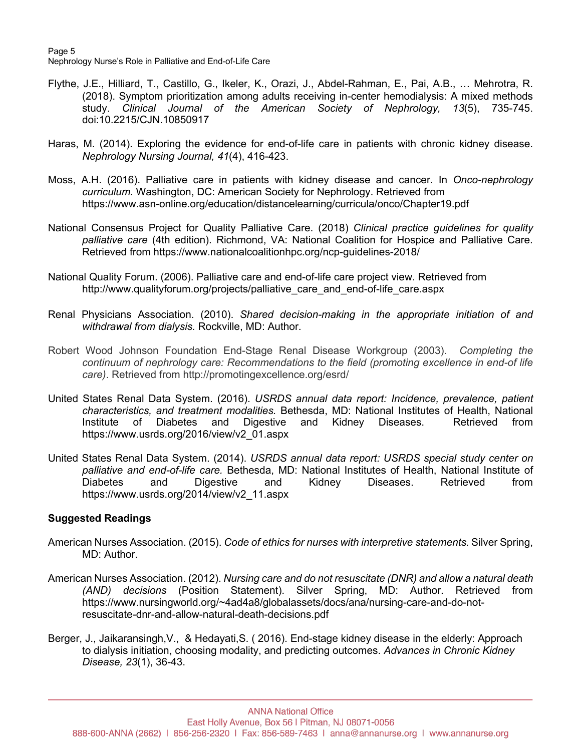Flythe, J.E., Hilliard, T., Castillo, G., Ikeler, K., Orazi, J., Abdel-Rahman, E., Pai, A.B., … Mehrotra, R. (2018). Symptom prioritization among adults receiving in-center hemodialysis: A mixed methods study. *Clinical Journal of the American Society of Nephrology, 13*(5), 735-745. doi:10.2215/CJN.10850917

Haras, M. (2014). Exploring the evidence for end-of-life care in patients with chronic kidney disease. *Nephrology Nursing Journal, 41*(4), 416-423.

Moss, A.H. (2016). Palliative care in patients with kidney disease and cancer. In *Onco-nephrology curriculum.* Washington, DC: American Society for Nephrology. Retrieved from https://www.asn-online.org/education/distancelearning/curricula/onco/Chapter19.pdf

National Consensus Project for Quality Palliative Care. (2018) *Clinical practice guidelines for quality palliative care* (4th edition). Richmond, VA: National Coalition for Hospice and Palliative Care. Retrieved from https://www.nationalcoalitionhpc.org/ncp-guidelines-2018/

National Quality Forum. (2006). Palliative care and end-of-life care project view. Retrieved from http://www.qualityforum.org/projects/palliative_care_and_end-of-life_care.aspx

Renal Physicians Association. (2010). *Shared decision-making in the appropriate initiation of and withdrawal from dialysis.* Rockville, MD: Author.

Robert Wood Johnson Foundation End-Stage Renal Disease Workgroup (2003). *Completing the continuum of nephrology care: Recommendations to the field (promoting excellence in end-of life care)*. Retrieved from http://promotingexcellence.org/esrd/

United States Renal Data System. (2016). *USRDS annual data report: Incidence, prevalence, patient characteristics, and treatment modalities.* Bethesda, MD: National Institutes of Health, National Institute of Diabetes and Digestive and Kidney Diseases. Retrieved from https://www.usrds.org/2016/view/v2_01.aspx

United States Renal Data System. (2014). *USRDS annual data report: USRDS special study center on palliative and end-of-life care.* Bethesda, MD: National Institutes of Health, National Institute of Diabetes and Digestive and Kidney Diseases. Retrieved from https://www.usrds.org/2014/view/v2_11.aspx

**Suggested Readings**

American Nurses Association. (2015). *Code of ethics for nurses with interpretive statements.* Silver Spring, MD: Author.

American Nurses Association. (2012). *Nursing care and do not resuscitate (DNR) and allow a natural death (AND) decisions* (Position Statement). Silver Spring, MD: Author. Retrieved from https://www.nursingworld.org/~4ad4a8/globalassets/docs/ana/nursing-care-and-do-not-resuscitate-dnr-and-allow-natural-death-decisions.pdf

Berger, J., Jaikaransingh,V., & Hedayati,S. ( 2016). End-stage kidney disease in the elderly: Approach to dialysis initiation, choosing modality, and predicting outcomes. *Advances in Chronic Kidney Disease, 23*(1), 36-43.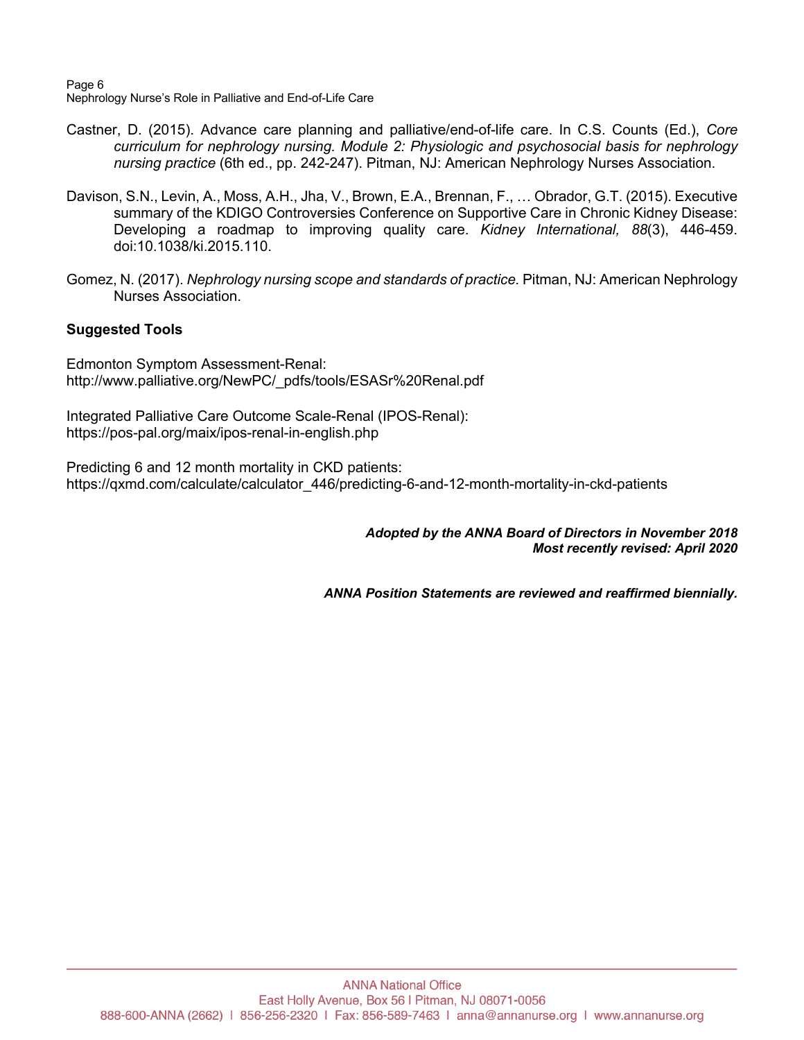Castner, D. (2015). Advance care planning and palliative/end-of-life care. In C.S. Counts (Ed.), *Core curriculum for nephrology nursing. Module 2: Physiologic and psychosocial basis for nephrology nursing practice* (6th ed., pp. 242-247). Pitman, NJ: American Nephrology Nurses Association.

Davison, S.N., Levin, A., Moss, A.H., Jha, V., Brown, E.A., Brennan, F., … Obrador, G.T. (2015). Executive summary of the KDIGO Controversies Conference on Supportive Care in Chronic Kidney Disease: Developing a roadmap to improving quality care. *Kidney International, 88*(3), 446-459. doi:10.1038/ki.2015.110.

Gomez, N. (2017). *Nephrology nursing scope and standards of practice.* Pitman, NJ: American Nephrology Nurses Association.

**Suggested Tools**

Edmonton Symptom Assessment-Renal:
http://www.palliative.org/NewPC/_pdfs/tools/ESASr%20Renal.pdf

Integrated Palliative Care Outcome Scale-Renal (IPOS-Renal):
https://pos-pal.org/maix/ipos-renal-in-english.php

Predicting 6 and 12 month mortality in CKD patients:
https://qxmd.com/calculate/calculator_446/predicting-6-and-12-month-mortality-in-ckd-patients

***Adopted by the ANNA Board of Directors in November 2018***
***Most recently revised: April 2020***

***ANNA Position Statements are reviewed and reaffirmed biennially.***

ANNA National Office
East Holly Avenue, Box 56 | Pitman, NJ 08071-0056
888-600-ANNA (2662) | 856-256-2320 | Fax: 856-589-7463 | anna@annanurse.org | www.annanurse.org